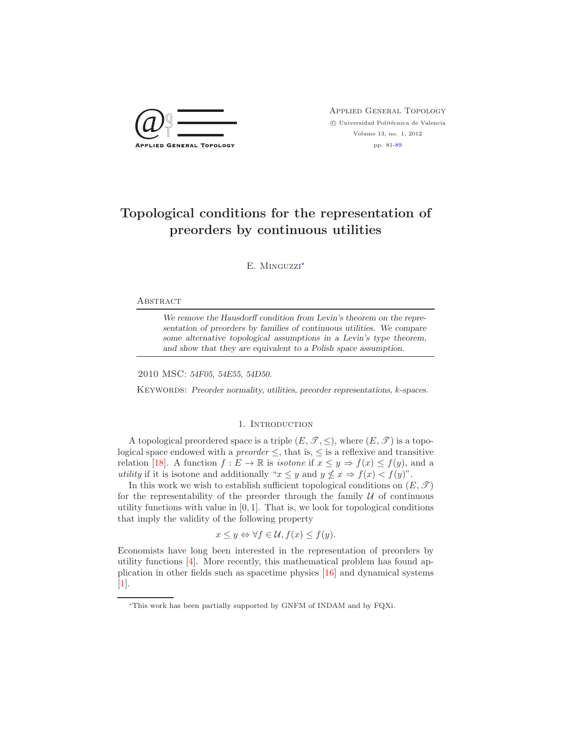# Topological conditions for the representation of preorders by continuous utilities

E. Minguzzi*

## Abstract

*We remove the Hausdorff condition from Levin's theorem on the representation of preorders by families of continuous utilities. We compare some alternative topological assumptions in a Levin's type theorem, and show that they are equivalent to a Polish space assumption.*

2010 MSC: *54F05, 54E55, 54D50.*

Keywords: *Preorder normality, utilities, preorder representations, k-spaces.*

## 1. Introduction

A topological preordered space is a triple $(E, \mathscr{T}, \leq)$, where $(E, \mathscr{T})$ is a topological space endowed with a *preorder* $\leq$, that is, $\leq$ is a reflexive and transitive relation [18]. A function $f : E \to \mathbb{R}$ is *isotone* if $x \leq y \Rightarrow f(x) \leq f(y)$, and a *utility* if it is isotone and additionally "$x \leq y$ and $y \nleq x \Rightarrow f(x) < f(y)$".

In this work we wish to establish sufficient topological conditions on $(E, \mathscr{T})$ for the representability of the preorder through the family $\mathcal{U}$ of continuous utility functions with value in $[0, 1]$. That is, we look for topological conditions that imply the validity of the following property

$$x \leq y \Leftrightarrow \forall f \in \mathcal{U}, f(x) \leq f(y).$$

Economists have long been interested in the representation of preorders by utility functions [4]. More recently, this mathematical problem has found application in other fields such as spacetime physics [16] and dynamical systems [1].

*This work has been partially supported by GNFM of INDAM and by FQXi.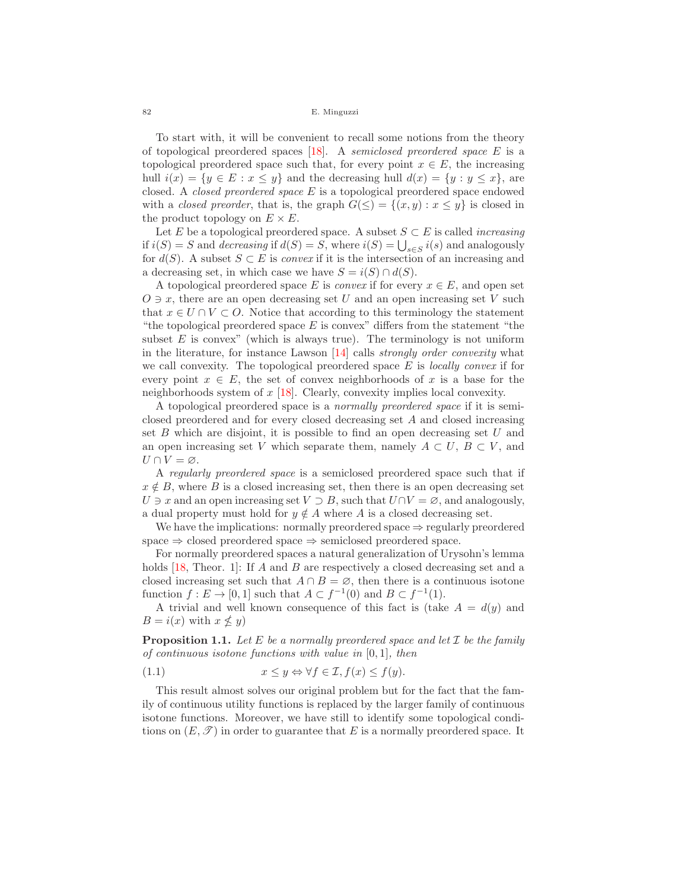To start with, it will be convenient to recall some notions from the theory of topological preordered spaces [18]. A *semiclosed preordered space* $E$ is a topological preordered space such that, for every point $x \in E$, the increasing hull $i(x) = \{y \in E : x \le y\}$ and the decreasing hull $d(x) = \{y : y \le x\}$, are closed. A *closed preordered space* $E$ is a topological preordered space endowed with a *closed preorder*, that is, the graph $G(\le) = \{(x, y) : x \le y\}$ is closed in the product topology on $E \times E$.

Let $E$ be a topological preordered space. A subset $S \subset E$ is called *increasing* if $i(S) = S$ and *decreasing* if $d(S) = S$, where $i(S) = \bigcup_{s \in S} i(s)$ and analogously for $d(S)$. A subset $S \subset E$ is *convex* if it is the intersection of an increasing and a decreasing set, in which case we have $S = i(S) \cap d(S)$.

A topological preordered space $E$ is *convex* if for every $x \in E$, and open set $O \ni x$, there are an open decreasing set $U$ and an open increasing set $V$ such that $x \in U \cap V \subset O$. Notice that according to this terminology the statement "the topological preordered space $E$ is convex" differs from the statement "the subset $E$ is convex" (which is always true). The terminology is not uniform in the literature, for instance Lawson [14] calls *strongly order convexity* what we call convexity. The topological preordered space $E$ is *locally convex* if for every point $x \in E$, the set of convex neighborhoods of $x$ is a base for the neighborhoods system of $x$ [18]. Clearly, convexity implies local convexity.

A topological preordered space is a *normally preordered space* if it is semiclosed preordered and for every closed decreasing set $A$ and closed increasing set $B$ which are disjoint, it is possible to find an open decreasing set $U$ and an open increasing set $V$ which separate them, namely $A \subset U$, $B \subset V$, and $U \cap V = \varnothing$.

A *regularly preordered space* is a semiclosed preordered space such that if $x \notin B$, where $B$ is a closed increasing set, then there is an open decreasing set $U \ni x$ and an open increasing set $V \supset B$, such that $U \cap V = \varnothing$, and analogously, a dual property must hold for $y \notin A$ where $A$ is a closed decreasing set.

We have the implications: normally preordered space $\Rightarrow$ regularly preordered space $\Rightarrow$ closed preordered space $\Rightarrow$ semiclosed preordered space.

For normally preordered spaces a natural generalization of Urysohn's lemma holds [18, Theor. 1]: If $A$ and $B$ are respectively a closed decreasing set and a closed increasing set such that $A \cap B = \varnothing$, then there is a continuous isotone function $f : E \to [0, 1]$ such that $A \subset f^{-1}(0)$ and $B \subset f^{-1}(1)$.

A trivial and well known consequence of this fact is (take $A = d(y)$ and $B = i(x)$ with $x \not\le y$)

**Proposition 1.1.** *Let $E$ be a normally preordered space and let $\mathcal{I}$ be the family of continuous isotone functions with value in $[0, 1]$, then*

$$x \le y \Leftrightarrow \forall f \in \mathcal{I}, f(x) \le f(y). \tag{1.1}$$

This result almost solves our original problem but for the fact that the family of continuous utility functions is replaced by the larger family of continuous isotone functions. Moreover, we have still to identify some topological conditions on $(E, \mathscr{T})$ in order to guarantee that $E$ is a normally preordered space. It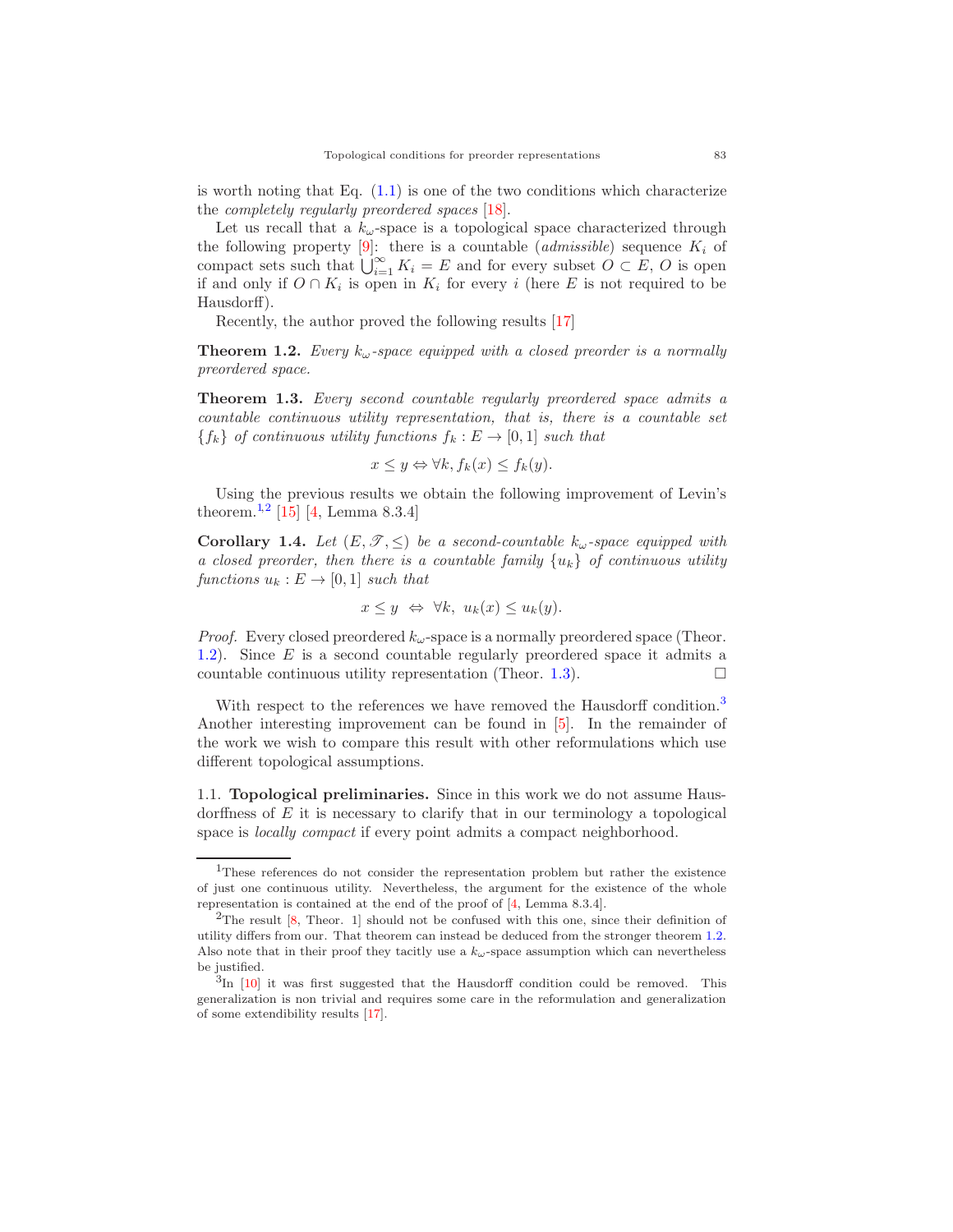is worth noting that Eq. (1.1) is one of the two conditions which characterize the *completely regularly preordered spaces* [18].

Let us recall that a $k_\omega$-space is a topological space characterized through the following property [9]: there is a countable (*admissible*) sequence $K_i$ of compact sets such that $\bigcup_{i=1}^{\infty} K_i = E$ and for every subset $O \subset E$, $O$ is open if and only if $O \cap K_i$ is open in $K_i$ for every $i$ (here $E$ is not required to be Hausdorff).

Recently, the author proved the following results [17]

**Theorem 1.2.** *Every $k_\omega$-space equipped with a closed preorder is a normally preordered space.*

**Theorem 1.3.** *Every second countable regularly preordered space admits a countable continuous utility representation, that is, there is a countable set $\{f_k\}$ of continuous utility functions $f_k : E \to [0,1]$ such that*

$$x \le y \Leftrightarrow \forall k, f_k(x) \le f_k(y).$$

Using the previous results we obtain the following improvement of Levin's theorem.[1,2] [15] [4, Lemma 8.3.4]

**Corollary 1.4.** *Let $(E, \mathscr{T}, \le)$ be a second-countable $k_\omega$-space equipped with a closed preorder, then there is a countable family $\{u_k\}$ of continuous utility functions $u_k : E \to [0,1]$ such that*

$$x \le y \;\Leftrightarrow\; \forall k,\; u_k(x) \le u_k(y).$$

*Proof.* Every closed preordered $k_\omega$-space is a normally preordered space (Theor. 1.2). Since $E$ is a second countable regularly preordered space it admits a countable continuous utility representation (Theor. 1.3). □

With respect to the references we have removed the Hausdorff condition.[3] Another interesting improvement can be found in [5]. In the remainder of the work we wish to compare this result with other reformulations which use different topological assumptions.

1.1. **Topological preliminaries.** Since in this work we do not assume Hausdorffness of $E$ it is necessary to clarify that in our terminology a topological space is *locally compact* if every point admits a compact neighborhood.

---

[1] These references do not consider the representation problem but rather the existence of just one continuous utility. Nevertheless, the argument for the existence of the whole representation is contained at the end of the proof of [4, Lemma 8.3.4].

[2] The result [8, Theor. 1] should not be confused with this one, since their definition of utility differs from our. That theorem can instead be deduced from the stronger theorem 1.2. Also note that in their proof they tacitly use a $k_\omega$-space assumption which can nevertheless be justified.

[3] In [10] it was first suggested that the Hausdorff condition could be removed. This generalization is non trivial and requires some care in the reformulation and generalization of some extendibility results [17].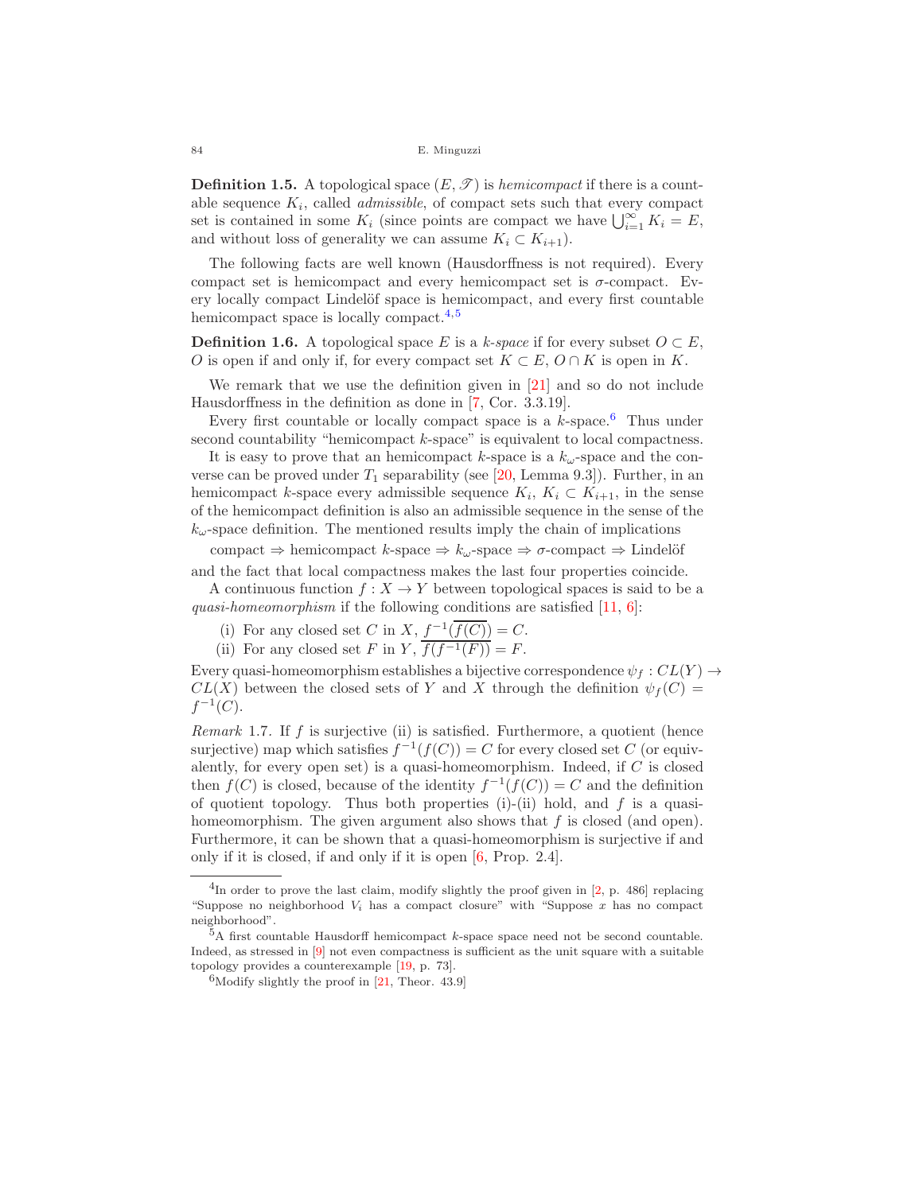**Definition 1.5.** A topological space $(E, \mathscr{T})$ is *hemicompact* if there is a countable sequence $K_i$, called *admissible*, of compact sets such that every compact set is contained in some $K_i$ (since points are compact we have $\bigcup_{i=1}^{\infty} K_i = E$, and without loss of generality we can assume $K_i \subset K_{i+1}$).

The following facts are well known (Hausdorffness is not required). Every compact set is hemicompact and every hemicompact set is $\sigma$-compact. Every locally compact Lindelöf space is hemicompact, and every first countable hemicompact space is locally compact.[4,5]

**Definition 1.6.** A topological space $E$ is a *$k$-space* if for every subset $O \subset E$, $O$ is open if and only if, for every compact set $K \subset E$, $O \cap K$ is open in $K$.

We remark that we use the definition given in [21] and so do not include Hausdorffness in the definition as done in [7, Cor. 3.3.19].

Every first countable or locally compact space is a $k$-space.[6] Thus under second countability "hemicompact $k$-space" is equivalent to local compactness.

It is easy to prove that an hemicompact $k$-space is a $k_\omega$-space and the converse can be proved under $T_1$ separability (see [20, Lemma 9.3]). Further, in an hemicompact $k$-space every admissible sequence $K_i$, $K_i \subset K_{i+1}$, in the sense of the hemicompact definition is also an admissible sequence in the sense of the $k_\omega$-space definition. The mentioned results imply the chain of implications

compact $\Rightarrow$ hemicompact $k$-space $\Rightarrow$ $k_\omega$-space $\Rightarrow$ $\sigma$-compact $\Rightarrow$ Lindelöf

and the fact that local compactness makes the last four properties coincide.

A continuous function $f : X \to Y$ between topological spaces is said to be a *quasi-homeomorphism* if the following conditions are satisfied [11, 6]:

(i) For any closed set $C$ in $X$, $f^{-1}(\overline{f(C)}) = C$.
(ii) For any closed set $F$ in $Y$, $\overline{f(f^{-1}(F))} = F$.

Every quasi-homeomorphism establishes a bijective correspondence $\psi_f : CL(Y) \to CL(X)$ between the closed sets of $Y$ and $X$ through the definition $\psi_f(C) = f^{-1}(C)$.

*Remark* 1.7. If $f$ is surjective (ii) is satisfied. Furthermore, a quotient (hence surjective) map which satisfies $f^{-1}(f(C)) = C$ for every closed set $C$ (or equivalently, for every open set) is a quasi-homeomorphism. Indeed, if $C$ is closed then $f(C)$ is closed, because of the identity $f^{-1}(f(C)) = C$ and the definition of quotient topology. Thus both properties (i)-(ii) hold, and $f$ is a quasi-homeomorphism. The given argument also shows that $f$ is closed (and open). Furthermore, it can be shown that a quasi-homeomorphism is surjective if and only if it is closed, if and only if it is open [6, Prop. 2.4].

---

[4] In order to prove the last claim, modify slightly the proof given in [2, p. 486] replacing "Suppose no neighborhood $V_i$ has a compact closure" with "Suppose $x$ has no compact neighborhood".

[5] A first countable Hausdorff hemicompact $k$-space space need not be second countable. Indeed, as stressed in [9] not even compactness is sufficient as the unit square with a suitable topology provides a counterexample [19, p. 73].

[6] Modify slightly the proof in [21, Theor. 43.9]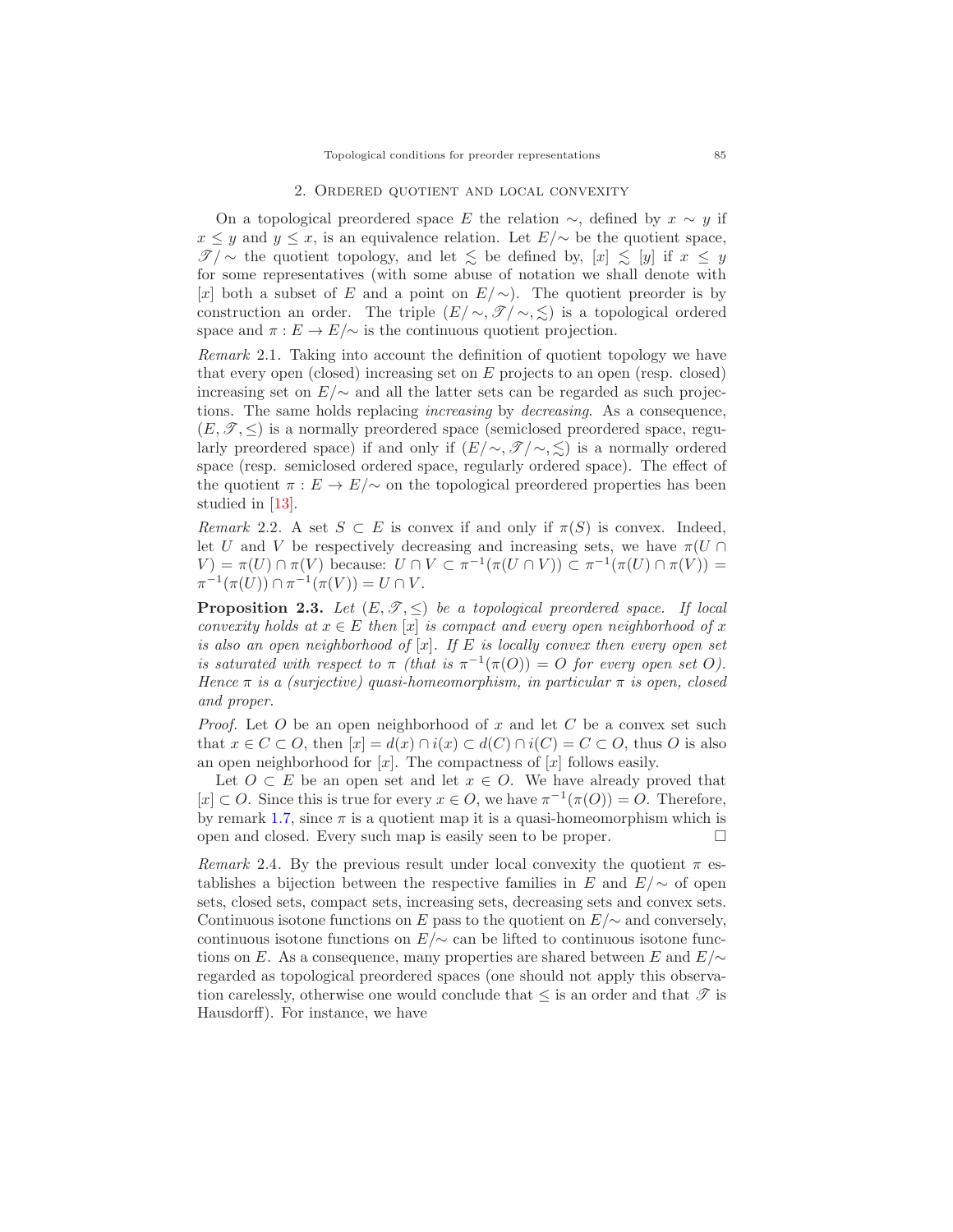## 2. Ordered quotient and local convexity

On a topological preordered space $E$ the relation $\sim$, defined by $x \sim y$ if $x \le y$ and $y \le x$, is an equivalence relation. Let $E/{\sim}$ be the quotient space, $\mathscr{T}/{\sim}$ the quotient topology, and let $\lesssim$ be defined by, $[x] \lesssim [y]$ if $x \le y$ for some representatives (with some abuse of notation we shall denote with $[x]$ both a subset of $E$ and a point on $E/{\sim}$). The quotient preorder is by construction an order. The triple $(E/{\sim}, \mathscr{T}/{\sim}, \lesssim)$ is a topological ordered space and $\pi : E \to E/{\sim}$ is the continuous quotient projection.

*Remark* 2.1. Taking into account the definition of quotient topology we have that every open (closed) increasing set on $E$ projects to an open (resp. closed) increasing set on $E/{\sim}$ and all the latter sets can be regarded as such projections. The same holds replacing *increasing* by *decreasing*. As a consequence, $(E, \mathscr{T}, \le)$ is a normally preordered space (semiclosed preordered space, regularly preordered space) if and only if $(E/{\sim}, \mathscr{T}/{\sim}, \lesssim)$ is a normally ordered space (resp. semiclosed ordered space, regularly ordered space). The effect of the quotient $\pi : E \to E/{\sim}$ on the topological preordered properties has been studied in [13].

*Remark* 2.2. A set $S \subset E$ is convex if and only if $\pi(S)$ is convex. Indeed, let $U$ and $V$ be respectively decreasing and increasing sets, we have $\pi(U \cap V) = \pi(U) \cap \pi(V)$ because: $U \cap V \subset \pi^{-1}(\pi(U \cap V)) \subset \pi^{-1}(\pi(U) \cap \pi(V)) = \pi^{-1}(\pi(U)) \cap \pi^{-1}(\pi(V)) = U \cap V$.

**Proposition 2.3.** *Let $(E, \mathscr{T}, \le)$ be a topological preordered space. If local convexity holds at $x \in E$ then $[x]$ is compact and every open neighborhood of $x$ is also an open neighborhood of $[x]$. If $E$ is locally convex then every open set is saturated with respect to $\pi$ (that is $\pi^{-1}(\pi(O)) = O$ for every open set $O$). Hence $\pi$ is a (surjective) quasi-homeomorphism, in particular $\pi$ is open, closed and proper.*

*Proof.* Let $O$ be an open neighborhood of $x$ and let $C$ be a convex set such that $x \in C \subset O$, then $[x] = d(x) \cap i(x) \subset d(C) \cap i(C) = C \subset O$, thus $O$ is also an open neighborhood for $[x]$. The compactness of $[x]$ follows easily.

Let $O \subset E$ be an open set and let $x \in O$. We have already proved that $[x] \subset O$. Since this is true for every $x \in O$, we have $\pi^{-1}(\pi(O)) = O$. Therefore, by remark 1.7, since $\pi$ is a quotient map it is a quasi-homeomorphism which is open and closed. Every such map is easily seen to be proper. $\square$

*Remark* 2.4. By the previous result under local convexity the quotient $\pi$ establishes a bijection between the respective families in $E$ and $E/{\sim}$ of open sets, closed sets, compact sets, increasing sets, decreasing sets and convex sets. Continuous isotone functions on $E$ pass to the quotient on $E/{\sim}$ and conversely, continuous isotone functions on $E/{\sim}$ can be lifted to continuous isotone functions on $E$. As a consequence, many properties are shared between $E$ and $E/{\sim}$ regarded as topological preordered spaces (one should not apply this observation carelessly, otherwise one would conclude that $\le$ is an order and that $\mathscr{T}$ is Hausdorff). For instance, we have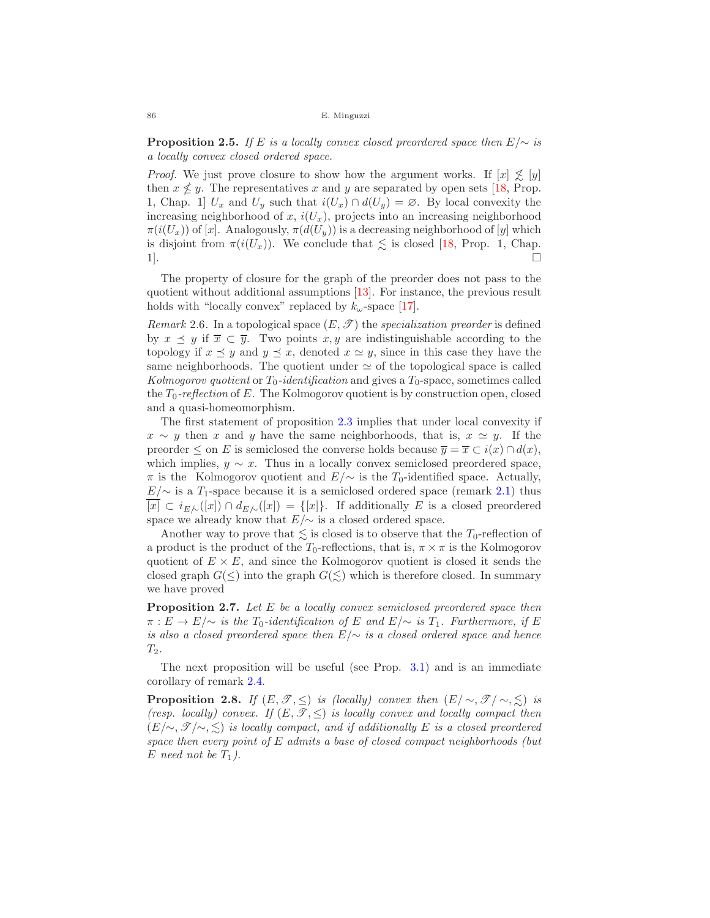**Proposition 2.5.** *If $E$ is a locally convex closed preordered space then $E/\!\sim$ is a locally convex closed ordered space.*

*Proof.* We just prove closure to show how the argument works. If $[x] \not\lesssim [y]$ then $x \not\le y$. The representatives $x$ and $y$ are separated by open sets [18, Prop. 1, Chap. 1] $U_x$ and $U_y$ such that $i(U_x) \cap d(U_y) = \varnothing$. By local convexity the increasing neighborhood of $x$, $i(U_x)$, projects into an increasing neighborhood $\pi(i(U_x))$ of $[x]$. Analogously, $\pi(d(U_y))$ is a decreasing neighborhood of $[y]$ which is disjoint from $\pi(i(U_x))$. We conclude that $\lesssim$ is closed [18, Prop. 1, Chap. 1]. $\square$

The property of closure for the graph of the preorder does not pass to the quotient without additional assumptions [13]. For instance, the previous result holds with "locally convex" replaced by $k_\omega$-space [17].

*Remark* 2.6. In a topological space $(E, \mathscr{T})$ the *specialization preorder* is defined by $x \preceq y$ if $\overline{x} \subset \overline{y}$. Two points $x, y$ are indistinguishable according to the topology if $x \preceq y$ and $y \preceq x$, denoted $x \simeq y$, since in this case they have the same neighborhoods. The quotient under $\simeq$ of the topological space is called *Kolmogorov quotient* or $T_0$*-identification* and gives a $T_0$-space, sometimes called the $T_0$*-reflection* of $E$. The Kolmogorov quotient is by construction open, closed and a quasi-homeomorphism.

The first statement of proposition 2.3 implies that under local convexity if $x \sim y$ then $x$ and $y$ have the same neighborhoods, that is, $x \simeq y$. If the preorder $\le$ on $E$ is semiclosed the converse holds because $\overline{y} = \overline{x} \subset i(x) \cap d(x)$, which implies, $y \sim x$. Thus in a locally convex semiclosed preordered space, $\pi$ is the Kolmogorov quotient and $E/\!\sim$ is the $T_0$-identified space. Actually, $E/\!\sim$ is a $T_1$-space because it is a semiclosed ordered space (remark 2.1) thus $\overline{[x]} \subset i_{E/\sim}([x]) \cap d_{E/\sim}([x]) = \{[x]\}$. If additionally $E$ is a closed preordered space we already know that $E/\!\sim$ is a closed ordered space.

Another way to prove that $\lesssim$ is closed is to observe that the $T_0$-reflection of a product is the product of the $T_0$-reflections, that is, $\pi \times \pi$ is the Kolmogorov quotient of $E \times E$, and since the Kolmogorov quotient is closed it sends the closed graph $G(\le)$ into the graph $G(\lesssim)$ which is therefore closed. In summary we have proved

**Proposition 2.7.** *Let $E$ be a locally convex semiclosed preordered space then $\pi : E \to E/\!\sim$ is the $T_0$-identification of $E$ and $E/\!\sim$ is $T_1$. Furthermore, if $E$ is also a closed preordered space then $E/\!\sim$ is a closed ordered space and hence $T_2$.*

The next proposition will be useful (see Prop. 3.1) and is an immediate corollary of remark 2.4.

**Proposition 2.8.** *If $(E, \mathscr{T}, \le)$ is (locally) convex then $(E/\!\sim, \mathscr{T}/\!\sim, \lesssim)$ is (resp. locally) convex. If $(E, \mathscr{T}, \le)$ is locally convex and locally compact then $(E/\!\sim, \mathscr{T}/\!\sim, \lesssim)$ is locally compact, and if additionally $E$ is a closed preordered space then every point of $E$ admits a base of closed compact neighborhoods (but $E$ need not be $T_1$).*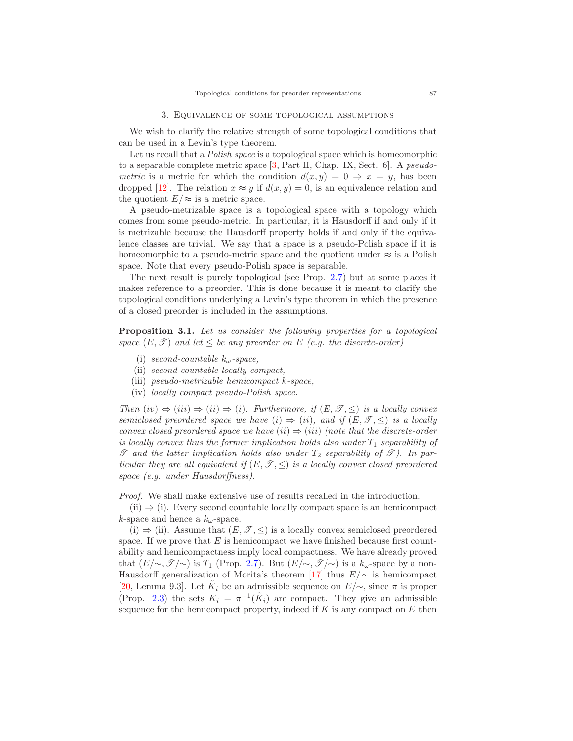## 3. Equivalence of some topological assumptions

We wish to clarify the relative strength of some topological conditions that can be used in a Levin's type theorem.

Let us recall that a *Polish space* is a topological space which is homeomorphic to a separable complete metric space [3, Part II, Chap. IX, Sect. 6]. A *pseudo-metric* is a metric for which the condition $d(x, y) = 0 \Rightarrow x = y$, has been dropped [12]. The relation $x \approx y$ if $d(x, y) = 0$, is an equivalence relation and the quotient $E/\approx$ is a metric space.

A pseudo-metrizable space is a topological space with a topology which comes from some pseudo-metric. In particular, it is Hausdorff if and only if it is metrizable because the Hausdorff property holds if and only if the equivalence classes are trivial. We say that a space is a pseudo-Polish space if it is homeomorphic to a pseudo-metric space and the quotient under $\approx$ is a Polish space. Note that every pseudo-Polish space is separable.

The next result is purely topological (see Prop. 2.7) but at some places it makes reference to a preorder. This is done because it is meant to clarify the topological conditions underlying a Levin's type theorem in which the presence of a closed preorder is included in the assumptions.

**Proposition 3.1.** *Let us consider the following properties for a topological space $(E, \mathscr{T})$ and let $\le$ be any preorder on $E$ (e.g. the discrete-order)*

- (i) *second-countable $k_\omega$-space,*
- (ii) *second-countable locally compact,*
- (iii) *pseudo-metrizable hemicompact $k$-space,*
- (iv) *locally compact pseudo-Polish space.*

*Then (iv) $\Leftrightarrow$ (iii) $\Rightarrow$ (ii) $\Rightarrow$ (i). Furthermore, if $(E, \mathscr{T}, \le)$ is a locally convex semiclosed preordered space we have (i) $\Rightarrow$ (ii), and if $(E, \mathscr{T}, \le)$ is a locally convex closed preordered space we have (ii) $\Rightarrow$ (iii) (note that the discrete-order is locally convex thus the former implication holds also under $T_1$ separability of $\mathscr{T}$ and the latter implication holds also under $T_2$ separability of $\mathscr{T}$). In particular they are all equivalent if $(E, \mathscr{T}, \le)$ is a locally convex closed preordered space (e.g. under Hausdorffness).*

*Proof.* We shall make extensive use of results recalled in the introduction.

(ii) $\Rightarrow$ (i). Every second countable locally compact space is an hemicompact $k$-space and hence a $k_\omega$-space.

(i) $\Rightarrow$ (ii). Assume that $(E, \mathscr{T}, \le)$ is a locally convex semiclosed preordered space. If we prove that $E$ is hemicompact we have finished because first countability and hemicompactness imply local compactness. We have already proved that $(E/\sim, \mathscr{T}/\sim)$ is $T_1$ (Prop. 2.7). But $(E/\sim, \mathscr{T}/\sim)$ is a $k_\omega$-space by a non-Hausdorff generalization of Morita's theorem [17] thus $E/\sim$ is hemicompact [20, Lemma 9.3]. Let $\tilde{K}_i$ be an admissible sequence on $E/\sim$, since $\pi$ is proper (Prop. 2.3) the sets $K_i = \pi^{-1}(\tilde{K}_i)$ are compact. They give an admissible sequence for the hemicompact property, indeed if $K$ is any compact on $E$ then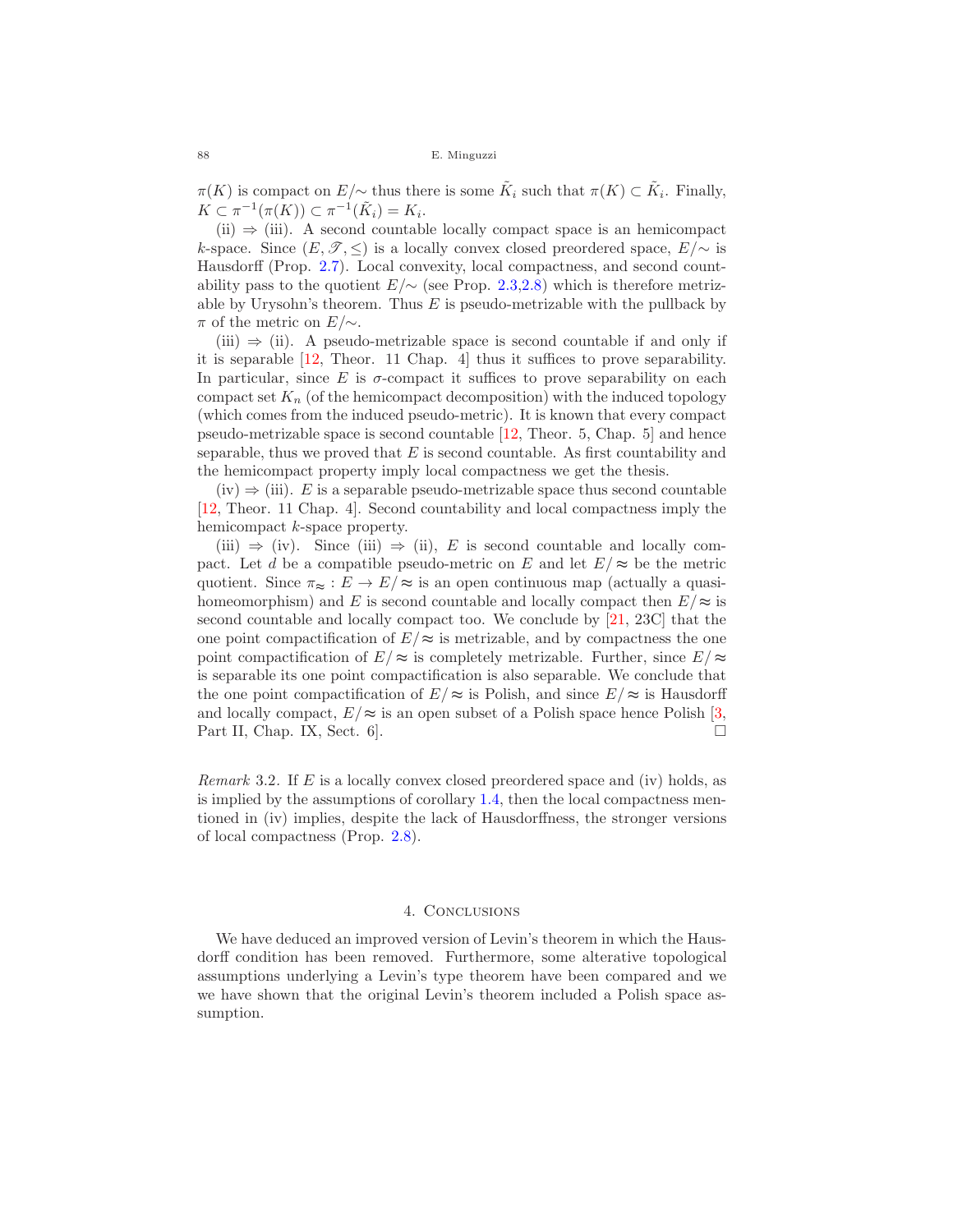$\pi(K)$ is compact on $E/\!\sim$ thus there is some $\tilde{K}_i$ such that $\pi(K) \subset \tilde{K}_i$. Finally, $K \subset \pi^{-1}(\pi(K)) \subset \pi^{-1}(\tilde{K}_i) = K_i$.

(ii) $\Rightarrow$ (iii). A second countable locally compact space is an hemicompact $k$-space. Since $(E, \mathscr{T}, \leq)$ is a locally convex closed preordered space, $E/\!\sim$ is Hausdorff (Prop. 2.7). Local convexity, local compactness, and second countability pass to the quotient $E/\!\sim$ (see Prop. 2.3,2.8) which is therefore metrizable by Urysohn's theorem. Thus $E$ is pseudo-metrizable with the pullback by $\pi$ of the metric on $E/\!\sim$.

(iii) $\Rightarrow$ (ii). A pseudo-metrizable space is second countable if and only if it is separable [12, Theor. 11 Chap. 4] thus it suffices to prove separability. In particular, since $E$ is $\sigma$-compact it suffices to prove separability on each compact set $K_n$ (of the hemicompact decomposition) with the induced topology (which comes from the induced pseudo-metric). It is known that every compact pseudo-metrizable space is second countable [12, Theor. 5, Chap. 5] and hence separable, thus we proved that $E$ is second countable. As first countability and the hemicompact property imply local compactness we get the thesis.

(iv) $\Rightarrow$ (iii). $E$ is a separable pseudo-metrizable space thus second countable [12, Theor. 11 Chap. 4]. Second countability and local compactness imply the hemicompact $k$-space property.

(iii) $\Rightarrow$ (iv). Since (iii) $\Rightarrow$ (ii), $E$ is second countable and locally compact. Let $d$ be a compatible pseudo-metric on $E$ and let $E/\approx$ be the metric quotient. Since $\pi_{\approx} : E \to E/\approx$ is an open continuous map (actually a quasi-homeomorphism) and $E$ is second countable and locally compact then $E/\approx$ is second countable and locally compact too. We conclude by [21, 23C] that the one point compactification of $E/\approx$ is metrizable, and by compactness the one point compactification of $E/\approx$ is completely metrizable. Further, since $E/\approx$ is separable its one point compactification is also separable. We conclude that the one point compactification of $E/\approx$ is Polish, and since $E/\approx$ is Hausdorff and locally compact, $E/\approx$ is an open subset of a Polish space hence Polish [3, Part II, Chap. IX, Sect. 6]. □

*Remark* 3.2. If $E$ is a locally convex closed preordered space and (iv) holds, as is implied by the assumptions of corollary 1.4, then the local compactness mentioned in (iv) implies, despite the lack of Hausdorffness, the stronger versions of local compactness (Prop. 2.8).

## 4. Conclusions

We have deduced an improved version of Levin's theorem in which the Hausdorff condition has been removed. Furthermore, some alterative topological assumptions underlying a Levin's type theorem have been compared and we we have shown that the original Levin's theorem included a Polish space assumption.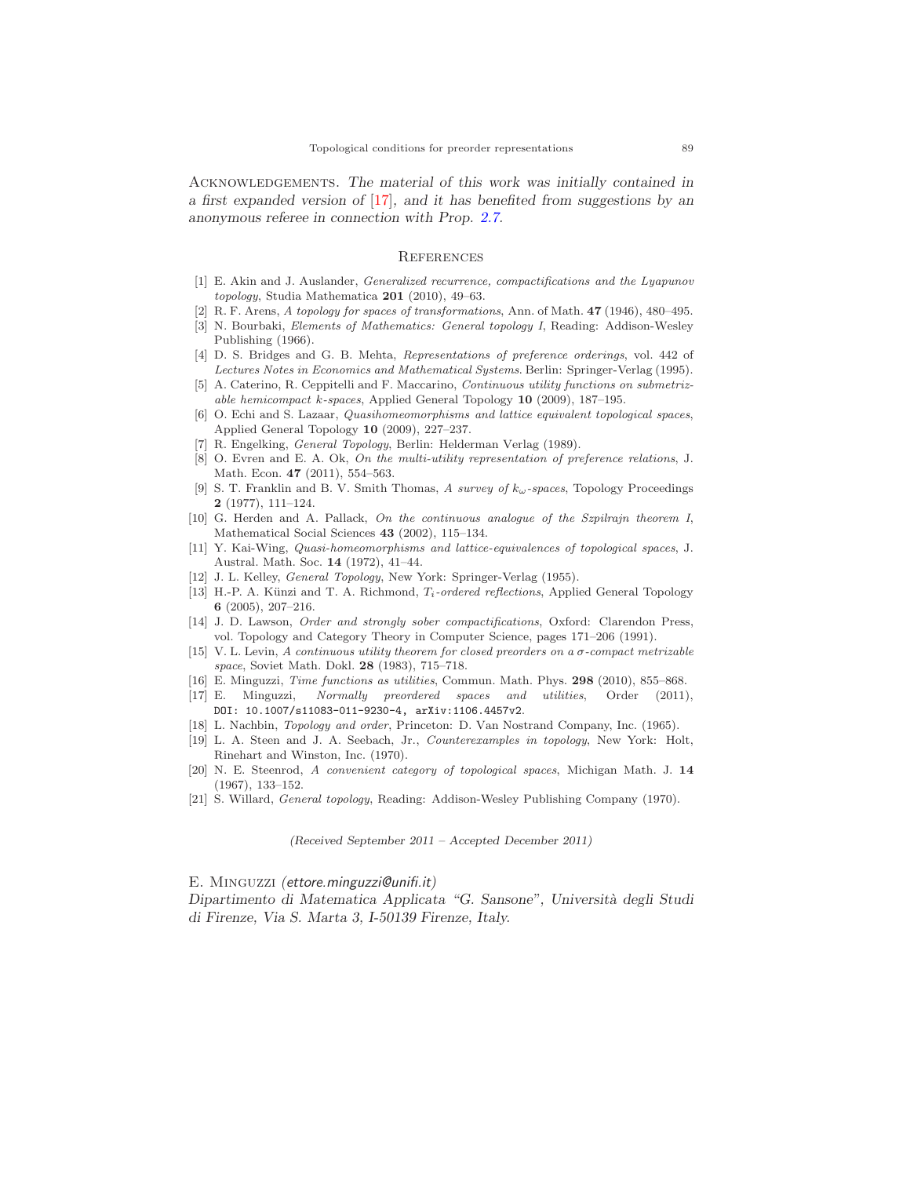Acknowledgements. *The material of this work was initially contained in a first expanded version of* [17]*, and it has benefited from suggestions by an anonymous referee in connection with Prop. 2.7.*

## References

[1] E. Akin and J. Auslander, *Generalized recurrence, compactifications and the Lyapunov topology*, Studia Mathematica **201** (2010), 49–63.

[2] R. F. Arens, *A topology for spaces of transformations*, Ann. of Math. **47** (1946), 480–495.

[3] N. Bourbaki, *Elements of Mathematics: General topology I*, Reading: Addison-Wesley Publishing (1966).

[4] D. S. Bridges and G. B. Mehta, *Representations of preference orderings*, vol. 442 of *Lectures Notes in Economics and Mathematical Systems*. Berlin: Springer-Verlag (1995).

[5] A. Caterino, R. Ceppitelli and F. Maccarino, *Continuous utility functions on submetrizable hemicompact k-spaces*, Applied General Topology **10** (2009), 187–195.

[6] O. Echi and S. Lazaar, *Quasihomeomorphisms and lattice equivalent topological spaces*, Applied General Topology **10** (2009), 227–237.

[7] R. Engelking, *General Topology*, Berlin: Helderman Verlag (1989).

[8] O. Evren and E. A. Ok, *On the multi-utility representation of preference relations*, J. Math. Econ. **47** (2011), 554–563.

[9] S. T. Franklin and B. V. Smith Thomas, *A survey of $k_\omega$-spaces*, Topology Proceedings **2** (1977), 111–124.

[10] G. Herden and A. Pallack, *On the continuous analogue of the Szpilrajn theorem I*, Mathematical Social Sciences **43** (2002), 115–134.

[11] Y. Kai-Wing, *Quasi-homeomorphisms and lattice-equivalences of topological spaces*, J. Austral. Math. Soc. **14** (1972), 41–44.

[12] J. L. Kelley, *General Topology*, New York: Springer-Verlag (1955).

[13] H.-P. A. Künzi and T. A. Richmond, *$T_i$-ordered reflections*, Applied General Topology **6** (2005), 207–216.

[14] J. D. Lawson, *Order and strongly sober compactifications*, Oxford: Clarendon Press, vol. Topology and Category Theory in Computer Science, pages 171–206 (1991).

[15] V. L. Levin, *A continuous utility theorem for closed preorders on a σ-compact metrizable space*, Soviet Math. Dokl. **28** (1983), 715–718.

[16] E. Minguzzi, *Time functions as utilities*, Commun. Math. Phys. **298** (2010), 855–868.

[17] E. Minguzzi, *Normally preordered spaces and utilities*, Order (2011), DOI: 10.1007/s11083-011-9230-4, arXiv:1106.4457v2.

[18] L. Nachbin, *Topology and order*, Princeton: D. Van Nostrand Company, Inc. (1965).

[19] L. A. Steen and J. A. Seebach, Jr., *Counterexamples in topology*, New York: Holt, Rinehart and Winston, Inc. (1970).

[20] N. E. Steenrod, *A convenient category of topological spaces*, Michigan Math. J. **14** (1967), 133–152.

[21] S. Willard, *General topology*, Reading: Addison-Wesley Publishing Company (1970).

*(Received September 2011 – Accepted December 2011)*

E. Minguzzi (*ettore.minguzzi@unifi.it*)
*Dipartimento di Matematica Applicata "G. Sansone", Università degli Studi di Firenze, Via S. Marta 3, I-50139 Firenze, Italy.*